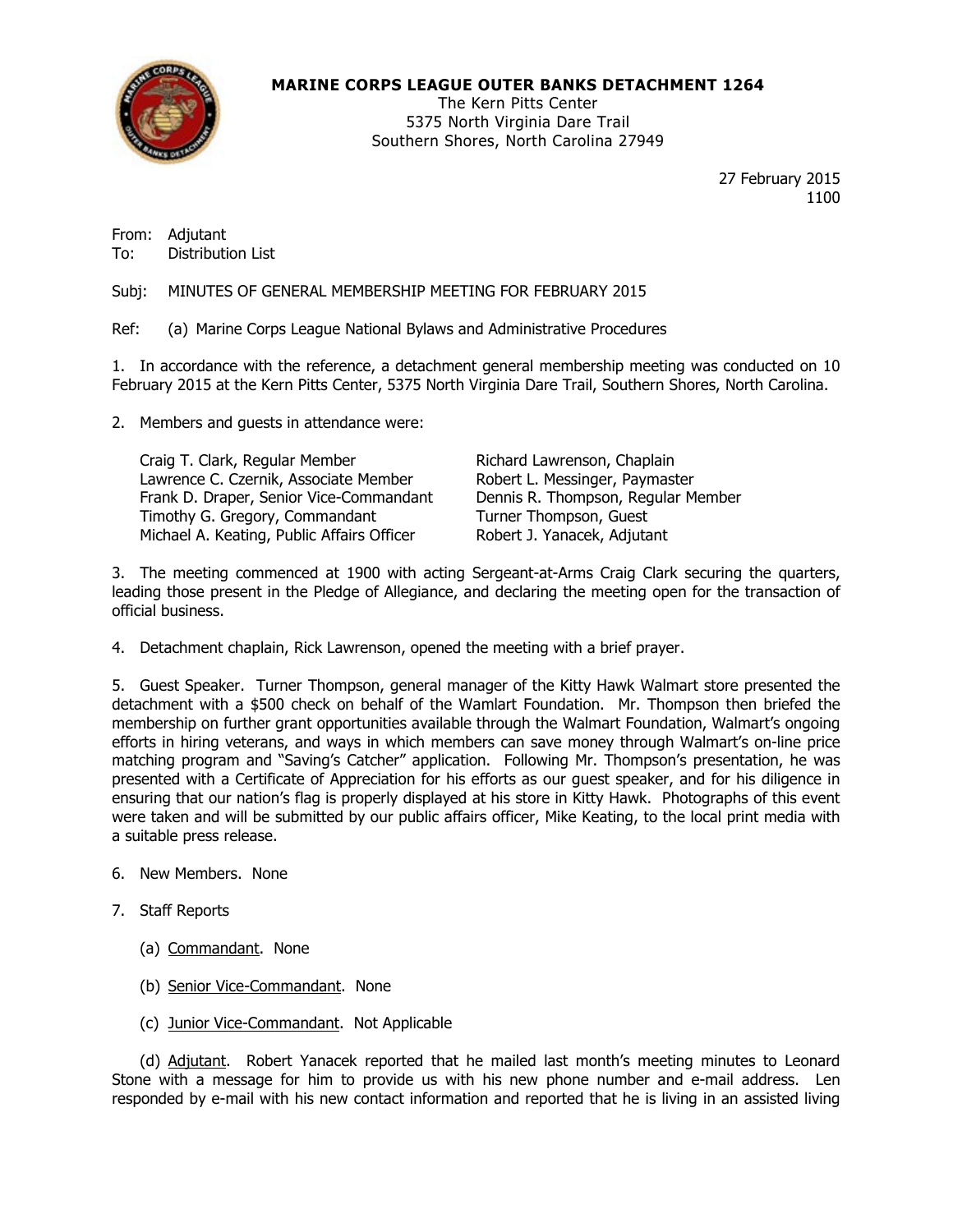**MARINE CORPS LEAGUE OUTER BANKS DETACHMENT 1264**
The Kern Pitts Center
5375 North Virginia Dare Trail
Southern Shores, North Carolina 27949

27 February 2015
1100

From: Adjutant
To: Distribution List

Subj: MINUTES OF GENERAL MEMBERSHIP MEETING FOR FEBRUARY 2015

Ref: (a) Marine Corps League National Bylaws and Administrative Procedures

1. In accordance with the reference, a detachment general membership meeting was conducted on 10 February 2015 at the Kern Pitts Center, 5375 North Virginia Dare Trail, Southern Shores, North Carolina.

2. Members and guests in attendance were:

Craig T. Clark, Regular Member
Lawrence C. Czernik, Associate Member
Frank D. Draper, Senior Vice-Commandant
Timothy G. Gregory, Commandant
Michael A. Keating, Public Affairs Officer
Richard Lawrenson, Chaplain
Robert L. Messinger, Paymaster
Dennis R. Thompson, Regular Member
Turner Thompson, Guest
Robert J. Yanacek, Adjutant

3. The meeting commenced at 1900 with acting Sergeant-at-Arms Craig Clark securing the quarters, leading those present in the Pledge of Allegiance, and declaring the meeting open for the transaction of official business.

4. Detachment chaplain, Rick Lawrenson, opened the meeting with a brief prayer.

5. Guest Speaker. Turner Thompson, general manager of the Kitty Hawk Walmart store presented the detachment with a $500 check on behalf of the Wamlart Foundation. Mr. Thompson then briefed the membership on further grant opportunities available through the Walmart Foundation, Walmart's ongoing efforts in hiring veterans, and ways in which members can save money through Walmart's on-line price matching program and "Saving's Catcher" application. Following Mr. Thompson's presentation, he was presented with a Certificate of Appreciation for his efforts as our guest speaker, and for his diligence in ensuring that our nation's flag is properly displayed at his store in Kitty Hawk. Photographs of this event were taken and will be submitted by our public affairs officer, Mike Keating, to the local print media with a suitable press release.

6. New Members. None

7. Staff Reports

(a) Commandant. None

(b) Senior Vice-Commandant. None

(c) Junior Vice-Commandant. Not Applicable

(d) Adjutant. Robert Yanacek reported that he mailed last month's meeting minutes to Leonard Stone with a message for him to provide us with his new phone number and e-mail address. Len responded by e-mail with his new contact information and reported that he is living in an assisted living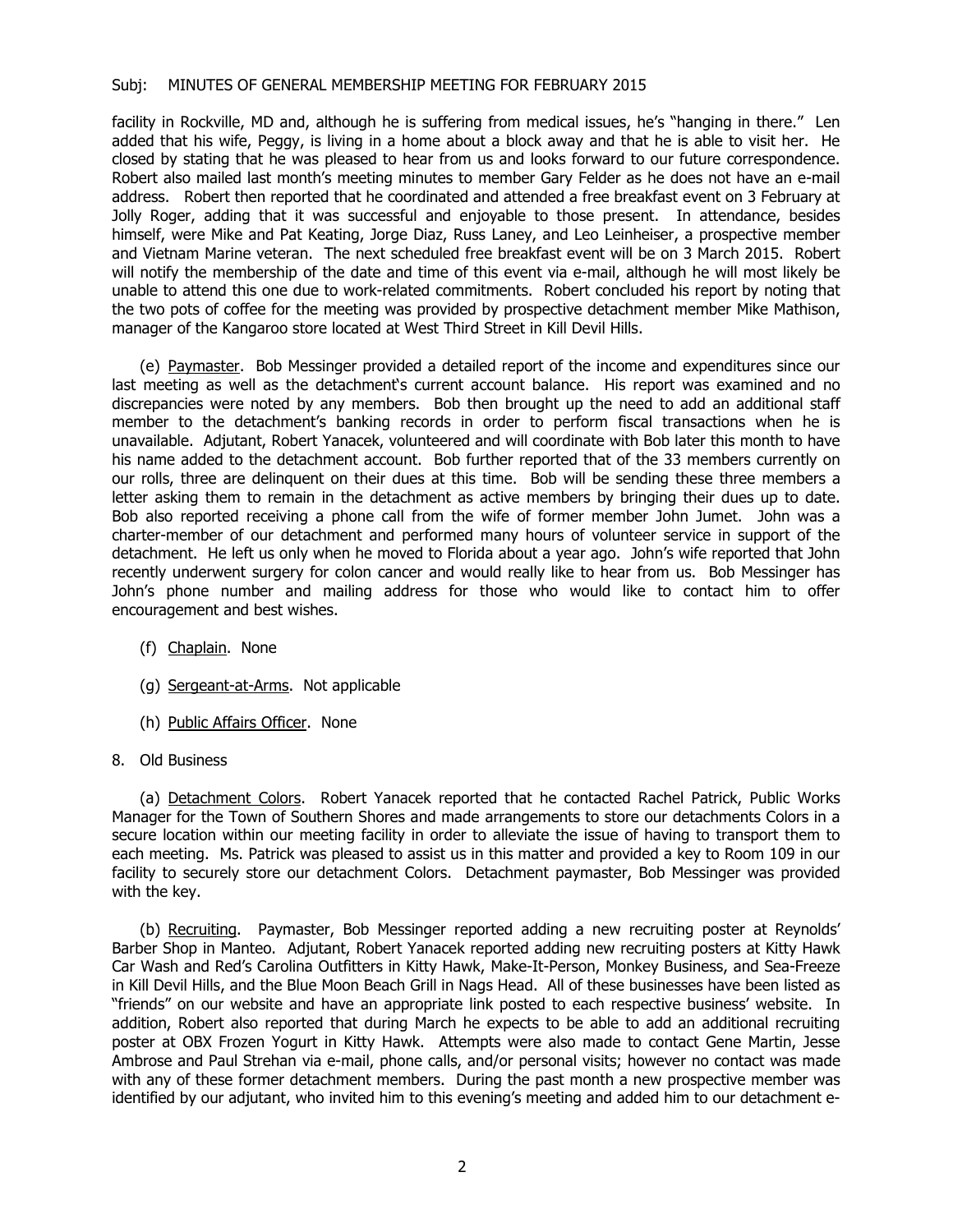facility in Rockville, MD and, although he is suffering from medical issues, he's "hanging in there." Len added that his wife, Peggy, is living in a home about a block away and that he is able to visit her. He closed by stating that he was pleased to hear from us and looks forward to our future correspondence. Robert also mailed last month's meeting minutes to member Gary Felder as he does not have an e-mail address. Robert then reported that he coordinated and attended a free breakfast event on 3 February at Jolly Roger, adding that it was successful and enjoyable to those present. In attendance, besides himself, were Mike and Pat Keating, Jorge Diaz, Russ Laney, and Leo Leinheiser, a prospective member and Vietnam Marine veteran. The next scheduled free breakfast event will be on 3 March 2015. Robert will notify the membership of the date and time of this event via e-mail, although he will most likely be unable to attend this one due to work-related commitments. Robert concluded his report by noting that the two pots of coffee for the meeting was provided by prospective detachment member Mike Mathison, manager of the Kangaroo store located at West Third Street in Kill Devil Hills.

(e) <u>Paymaster</u>. Bob Messinger provided a detailed report of the income and expenditures since our last meeting as well as the detachment's current account balance. His report was examined and no discrepancies were noted by any members. Bob then brought up the need to add an additional staff member to the detachment's banking records in order to perform fiscal transactions when he is unavailable. Adjutant, Robert Yanacek, volunteered and will coordinate with Bob later this month to have his name added to the detachment account. Bob further reported that of the 33 members currently on our rolls, three are delinquent on their dues at this time. Bob will be sending these three members a letter asking them to remain in the detachment as active members by bringing their dues up to date. Bob also reported receiving a phone call from the wife of former member John Jumet. John was a charter-member of our detachment and performed many hours of volunteer service in support of the detachment. He left us only when he moved to Florida about a year ago. John's wife reported that John recently underwent surgery for colon cancer and would really like to hear from us. Bob Messinger has John's phone number and mailing address for those who would like to contact him to offer encouragement and best wishes.

(f) <u>Chaplain</u>. None

(g) <u>Sergeant-at-Arms</u>. Not applicable

(h) <u>Public Affairs Officer</u>. None

8. Old Business

(a) <u>Detachment Colors</u>. Robert Yanacek reported that he contacted Rachel Patrick, Public Works Manager for the Town of Southern Shores and made arrangements to store our detachments Colors in a secure location within our meeting facility in order to alleviate the issue of having to transport them to each meeting. Ms. Patrick was pleased to assist us in this matter and provided a key to Room 109 in our facility to securely store our detachment Colors. Detachment paymaster, Bob Messinger was provided with the key.

(b) <u>Recruiting</u>. Paymaster, Bob Messinger reported adding a new recruiting poster at Reynolds' Barber Shop in Manteo. Adjutant, Robert Yanacek reported adding new recruiting posters at Kitty Hawk Car Wash and Red's Carolina Outfitters in Kitty Hawk, Make-It-Person, Monkey Business, and Sea-Freeze in Kill Devil Hills, and the Blue Moon Beach Grill in Nags Head. All of these businesses have been listed as "friends" on our website and have an appropriate link posted to each respective business' website. In addition, Robert also reported that during March he expects to be able to add an additional recruiting poster at OBX Frozen Yogurt in Kitty Hawk. Attempts were also made to contact Gene Martin, Jesse Ambrose and Paul Strehan via e-mail, phone calls, and/or personal visits; however no contact was made with any of these former detachment members. During the past month a new prospective member was identified by our adjutant, who invited him to this evening's meeting and added him to our detachment e-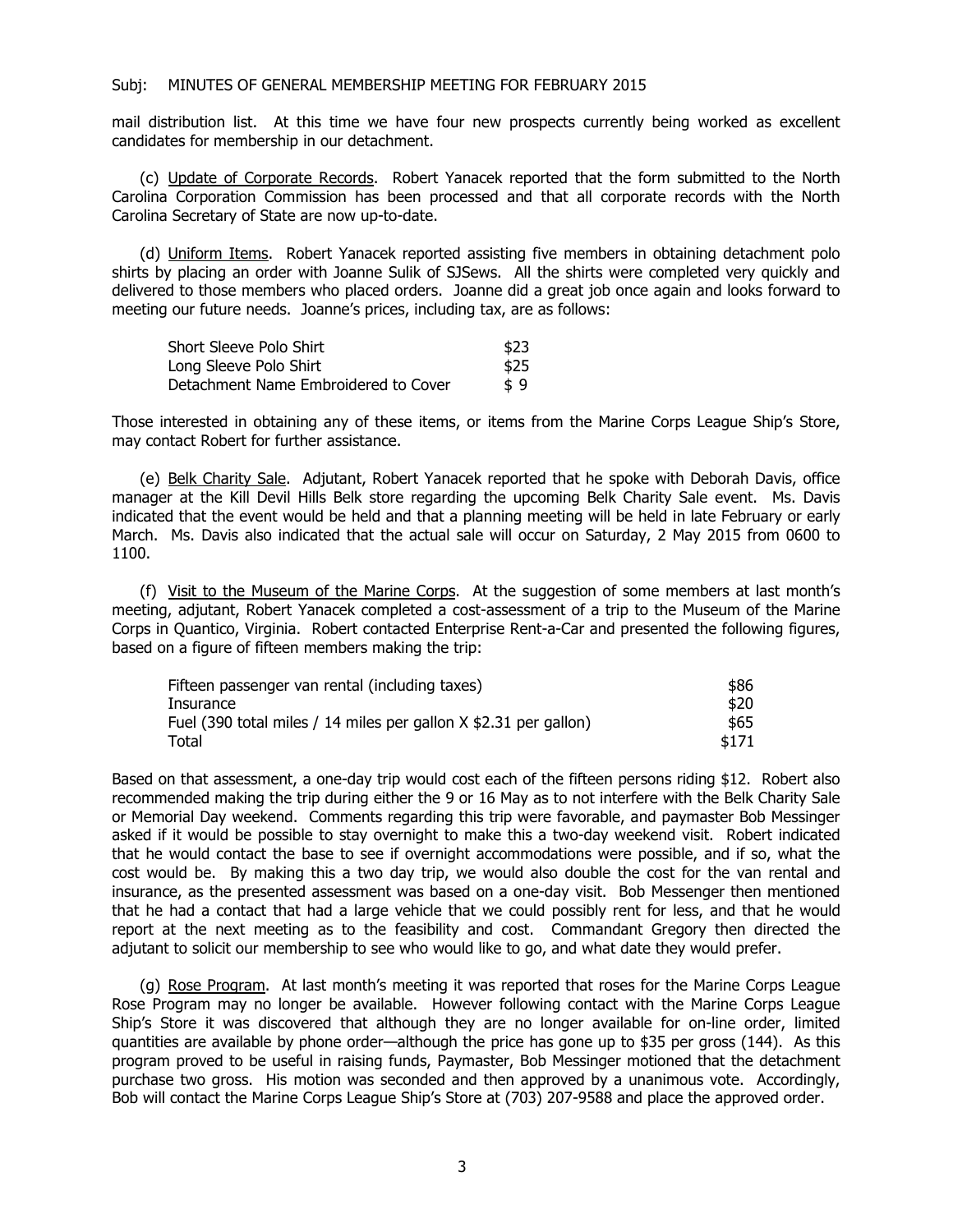mail distribution list. At this time we have four new prospects currently being worked as excellent candidates for membership in our detachment.

(c) Update of Corporate Records. Robert Yanacek reported that the form submitted to the North Carolina Corporation Commission has been processed and that all corporate records with the North Carolina Secretary of State are now up-to-date.

(d) Uniform Items. Robert Yanacek reported assisting five members in obtaining detachment polo shirts by placing an order with Joanne Sulik of SJSews. All the shirts were completed very quickly and delivered to those members who placed orders. Joanne did a great job once again and looks forward to meeting our future needs. Joanne's prices, including tax, are as follows:

| Item | Price |
|---|---|
| Short Sleeve Polo Shirt | $23 |
| Long Sleeve Polo Shirt | $25 |
| Detachment Name Embroidered to Cover | $ 9 |

Those interested in obtaining any of these items, or items from the Marine Corps League Ship's Store, may contact Robert for further assistance.

(e) Belk Charity Sale. Adjutant, Robert Yanacek reported that he spoke with Deborah Davis, office manager at the Kill Devil Hills Belk store regarding the upcoming Belk Charity Sale event. Ms. Davis indicated that the event would be held and that a planning meeting will be held in late February or early March. Ms. Davis also indicated that the actual sale will occur on Saturday, 2 May 2015 from 0600 to 1100.

(f) Visit to the Museum of the Marine Corps. At the suggestion of some members at last month's meeting, adjutant, Robert Yanacek completed a cost-assessment of a trip to the Museum of the Marine Corps in Quantico, Virginia. Robert contacted Enterprise Rent-a-Car and presented the following figures, based on a figure of fifteen members making the trip:

| Item | Cost |
|---|---|
| Fifteen passenger van rental (including taxes) | $86 |
| Insurance | $20 |
| Fuel (390 total miles / 14 miles per gallon X $2.31 per gallon) | $65 |
| Total | $171 |

Based on that assessment, a one-day trip would cost each of the fifteen persons riding $12. Robert also recommended making the trip during either the 9 or 16 May as to not interfere with the Belk Charity Sale or Memorial Day weekend. Comments regarding this trip were favorable, and paymaster Bob Messinger asked if it would be possible to stay overnight to make this a two-day weekend visit. Robert indicated that he would contact the base to see if overnight accommodations were possible, and if so, what the cost would be. By making this a two day trip, we would also double the cost for the van rental and insurance, as the presented assessment was based on a one-day visit. Bob Messenger then mentioned that he had a contact that had a large vehicle that we could possibly rent for less, and that he would report at the next meeting as to the feasibility and cost. Commandant Gregory then directed the adjutant to solicit our membership to see who would like to go, and what date they would prefer.

(g) Rose Program. At last month's meeting it was reported that roses for the Marine Corps League Rose Program may no longer be available. However following contact with the Marine Corps League Ship's Store it was discovered that although they are no longer available for on-line order, limited quantities are available by phone order—although the price has gone up to $35 per gross (144). As this program proved to be useful in raising funds, Paymaster, Bob Messinger motioned that the detachment purchase two gross. His motion was seconded and then approved by a unanimous vote. Accordingly, Bob will contact the Marine Corps League Ship's Store at (703) 207-9588 and place the approved order.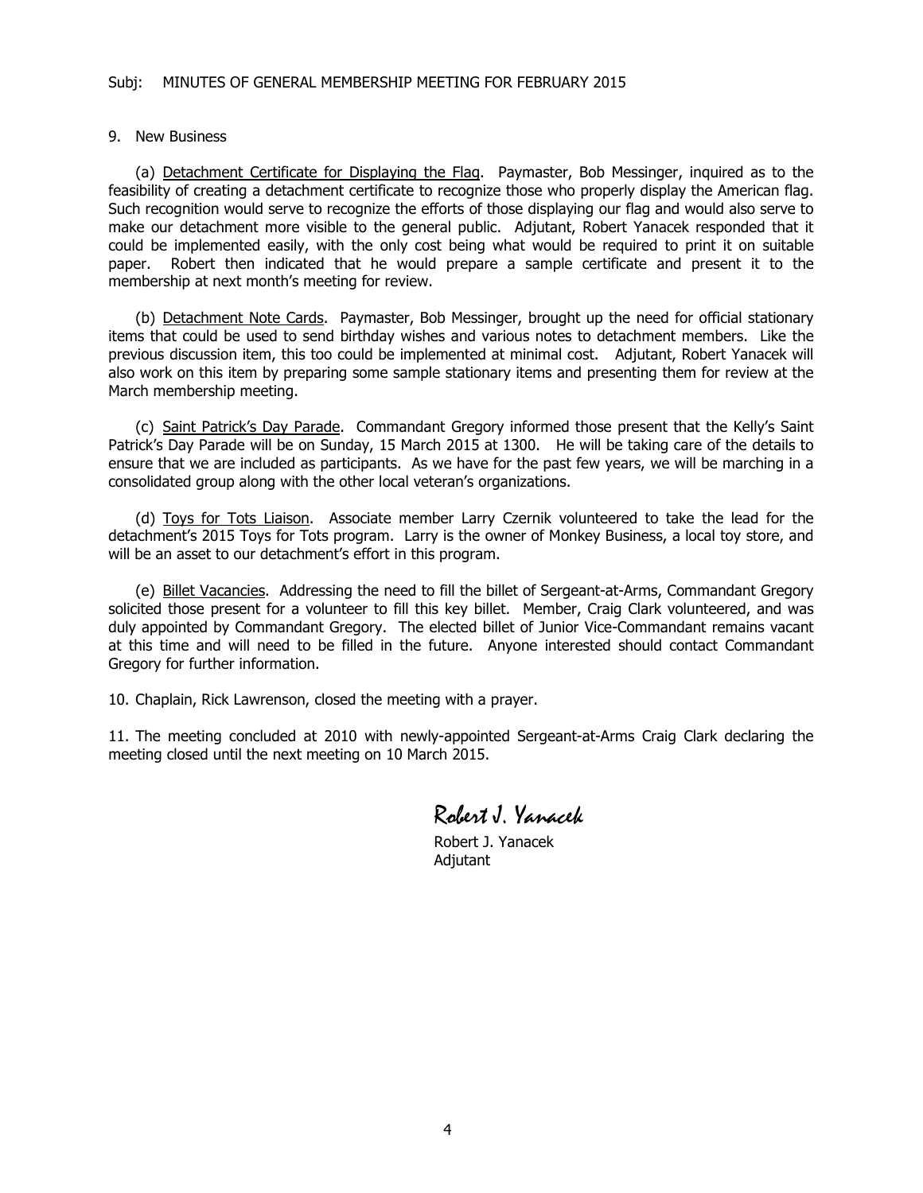Subj: MINUTES OF GENERAL MEMBERSHIP MEETING FOR FEBRUARY 2015

9. New Business

(a) <u>Detachment Certificate for Displaying the Flag</u>. Paymaster, Bob Messinger, inquired as to the feasibility of creating a detachment certificate to recognize those who properly display the American flag. Such recognition would serve to recognize the efforts of those displaying our flag and would also serve to make our detachment more visible to the general public. Adjutant, Robert Yanacek responded that it could be implemented easily, with the only cost being what would be required to print it on suitable paper. Robert then indicated that he would prepare a sample certificate and present it to the membership at next month's meeting for review.

(b) <u>Detachment Note Cards</u>. Paymaster, Bob Messinger, brought up the need for official stationary items that could be used to send birthday wishes and various notes to detachment members. Like the previous discussion item, this too could be implemented at minimal cost. Adjutant, Robert Yanacek will also work on this item by preparing some sample stationary items and presenting them for review at the March membership meeting.

(c) <u>Saint Patrick's Day Parade</u>. Commandant Gregory informed those present that the Kelly's Saint Patrick's Day Parade will be on Sunday, 15 March 2015 at 1300. He will be taking care of the details to ensure that we are included as participants. As we have for the past few years, we will be marching in a consolidated group along with the other local veteran's organizations.

(d) <u>Toys for Tots Liaison</u>. Associate member Larry Czernik volunteered to take the lead for the detachment's 2015 Toys for Tots program. Larry is the owner of Monkey Business, a local toy store, and will be an asset to our detachment's effort in this program.

(e) <u>Billet Vacancies</u>. Addressing the need to fill the billet of Sergeant-at-Arms, Commandant Gregory solicited those present for a volunteer to fill this key billet. Member, Craig Clark volunteered, and was duly appointed by Commandant Gregory. The elected billet of Junior Vice-Commandant remains vacant at this time and will need to be filled in the future. Anyone interested should contact Commandant Gregory for further information.

10. Chaplain, Rick Lawrenson, closed the meeting with a prayer.

11. The meeting concluded at 2010 with newly-appointed Sergeant-at-Arms Craig Clark declaring the meeting closed until the next meeting on 10 March 2015.

*Robert J. Yanacek*

Robert J. Yanacek
Adjutant